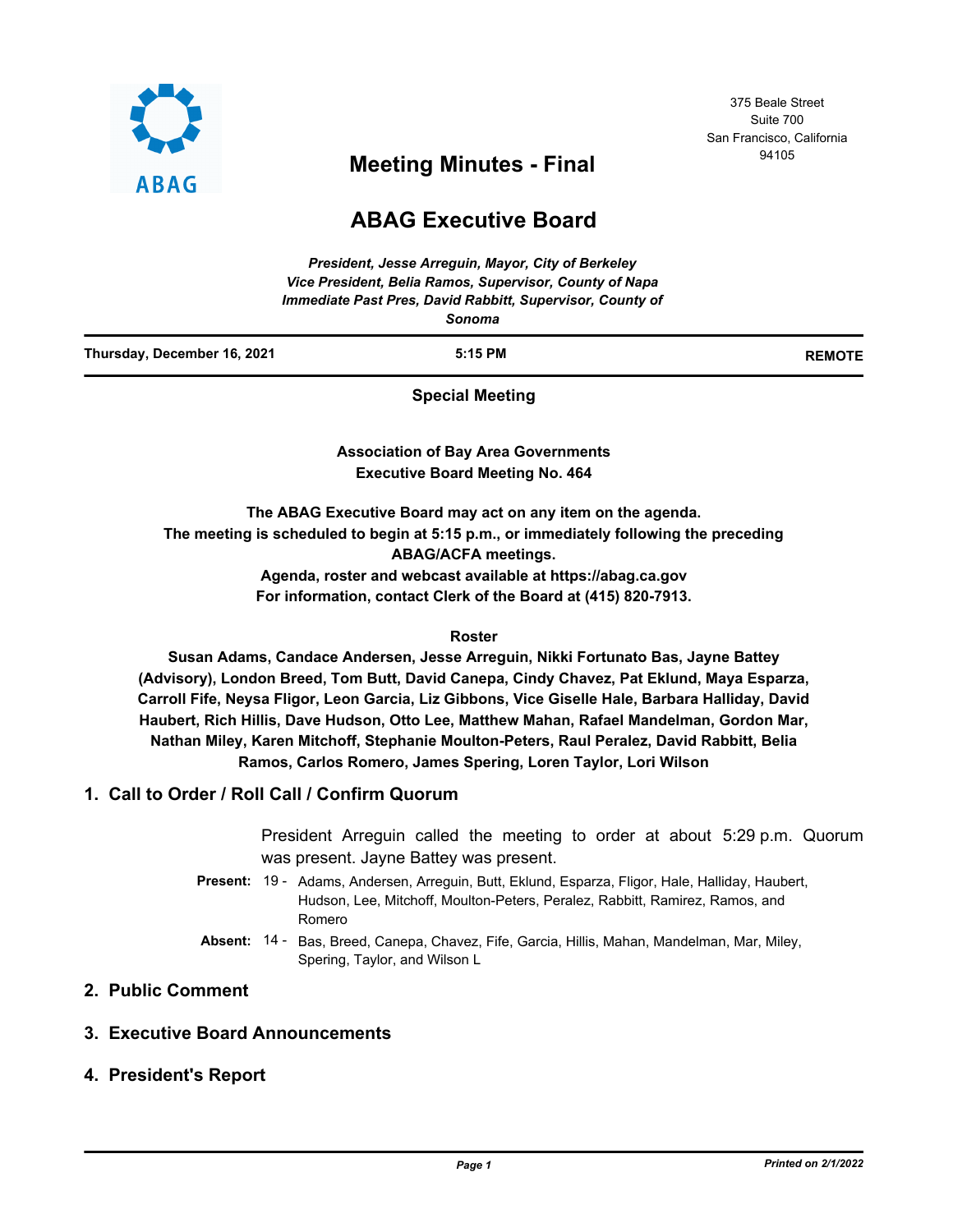375 Beale Street
Suite 700
San Francisco, California
94105

# Meeting Minutes - Final

# ABAG Executive Board

*President, Jesse Arreguin, Mayor, City of Berkeley*
*Vice President, Belia Ramos, Supervisor, County of Napa*
*Immediate Past Pres, David Rabbitt, Supervisor, County of Sonoma*

**Thursday, December 16, 2021** **5:15 PM** **REMOTE**

**Special Meeting**

**Association of Bay Area Governments**
**Executive Board Meeting No. 464**

**The ABAG Executive Board may act on any item on the agenda.**
**The meeting is scheduled to begin at 5:15 p.m., or immediately following the preceding ABAG/ACFA meetings.**
**Agenda, roster and webcast available at https://abag.ca.gov**
**For information, contact Clerk of the Board at (415) 820-7913.**

**Roster**

**Susan Adams, Candace Andersen, Jesse Arreguin, Nikki Fortunato Bas, Jayne Battey (Advisory), London Breed, Tom Butt, David Canepa, Cindy Chavez, Pat Eklund, Maya Esparza, Carroll Fife, Neysa Fligor, Leon Garcia, Liz Gibbons, Vice Giselle Hale, Barbara Halliday, David Haubert, Rich Hillis, Dave Hudson, Otto Lee, Matthew Mahan, Rafael Mandelman, Gordon Mar, Nathan Miley, Karen Mitchoff, Stephanie Moulton-Peters, Raul Peralez, David Rabbitt, Belia Ramos, Carlos Romero, James Spering, Loren Taylor, Lori Wilson**

## 1. Call to Order / Roll Call / Confirm Quorum

President Arreguin called the meeting to order at about 5:29 p.m. Quorum was present. Jayne Battey was present.

**Present:** 19 - Adams, Andersen, Arreguin, Butt, Eklund, Esparza, Fligor, Hale, Halliday, Haubert, Hudson, Lee, Mitchoff, Moulton-Peters, Peralez, Rabbitt, Ramirez, Ramos, and Romero

**Absent:** 14 - Bas, Breed, Canepa, Chavez, Fife, Garcia, Hillis, Mahan, Mandelman, Mar, Miley, Spering, Taylor, and Wilson L

## 2. Public Comment

## 3. Executive Board Announcements

## 4. President's Report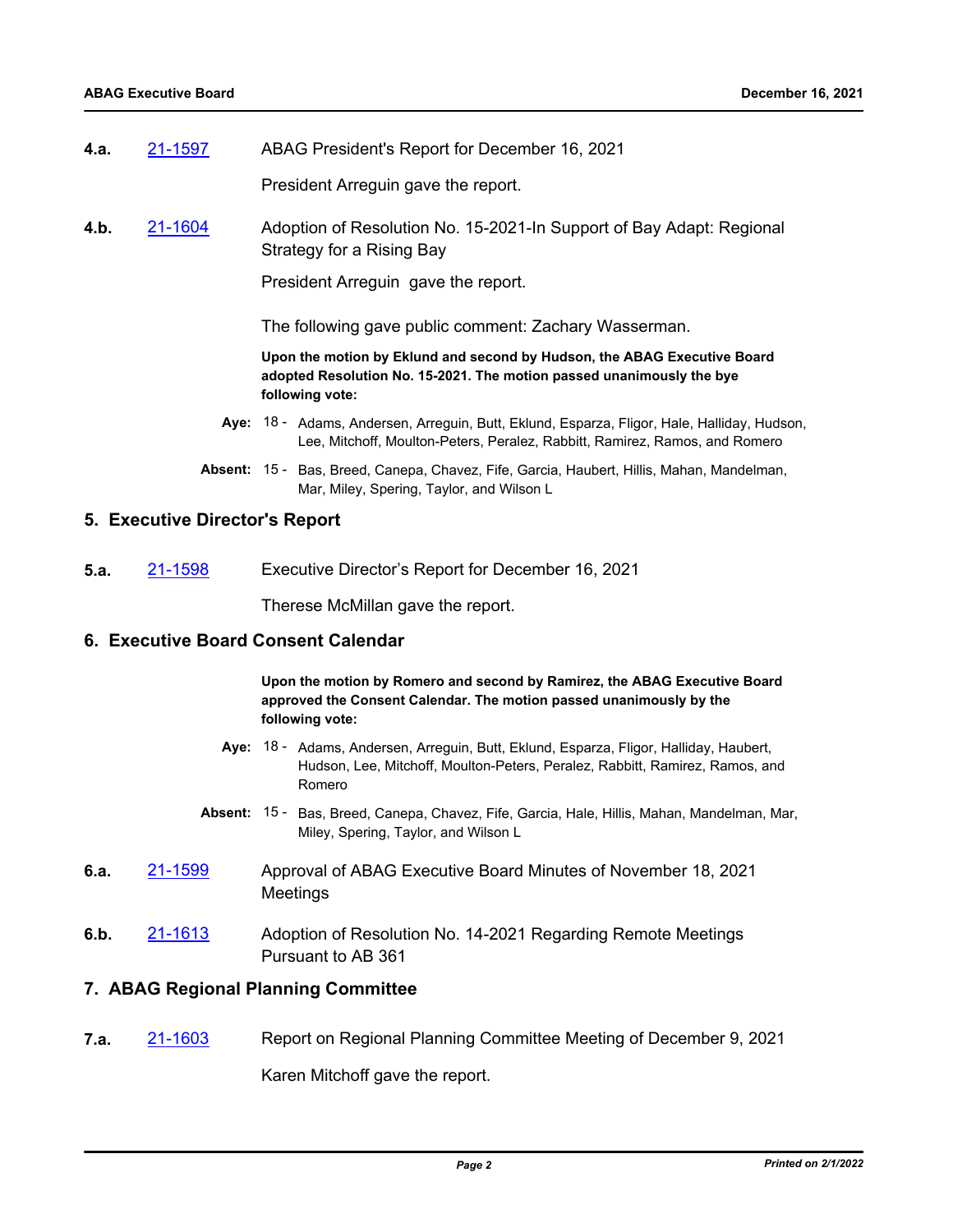**4.a.** [21-1597](21-1597) ABAG President's Report for December 16, 2021

President Arreguin gave the report.

**4.b.** [21-1604](21-1604) Adoption of Resolution No. 15-2021-In Support of Bay Adapt: Regional Strategy for a Rising Bay

President Arreguin gave the report.

The following gave public comment: Zachary Wasserman.

**Upon the motion by Eklund and second by Hudson, the ABAG Executive Board adopted Resolution No. 15-2021. The motion passed unanimously the bye following vote:**

**Aye:** 18 - Adams, Andersen, Arreguin, Butt, Eklund, Esparza, Fligor, Hale, Halliday, Hudson, Lee, Mitchoff, Moulton-Peters, Peralez, Rabbitt, Ramirez, Ramos, and Romero

**Absent:** 15 - Bas, Breed, Canepa, Chavez, Fife, Garcia, Haubert, Hillis, Mahan, Mandelman, Mar, Miley, Spering, Taylor, and Wilson L

## 5. Executive Director's Report

**5.a.** [21-1598](21-1598) Executive Director's Report for December 16, 2021

Therese McMillan gave the report.

## 6. Executive Board Consent Calendar

**Upon the motion by Romero and second by Ramirez, the ABAG Executive Board approved the Consent Calendar. The motion passed unanimously by the following vote:**

**Aye:** 18 - Adams, Andersen, Arreguin, Butt, Eklund, Esparza, Fligor, Halliday, Haubert, Hudson, Lee, Mitchoff, Moulton-Peters, Peralez, Rabbitt, Ramirez, Ramos, and Romero

**Absent:** 15 - Bas, Breed, Canepa, Chavez, Fife, Garcia, Hale, Hillis, Mahan, Mandelman, Mar, Miley, Spering, Taylor, and Wilson L

**6.a.** [21-1599](21-1599) Approval of ABAG Executive Board Minutes of November 18, 2021 Meetings

**6.b.** [21-1613](21-1613) Adoption of Resolution No. 14-2021 Regarding Remote Meetings Pursuant to AB 361

## 7. ABAG Regional Planning Committee

**7.a.** [21-1603](21-1603) Report on Regional Planning Committee Meeting of December 9, 2021

Karen Mitchoff gave the report.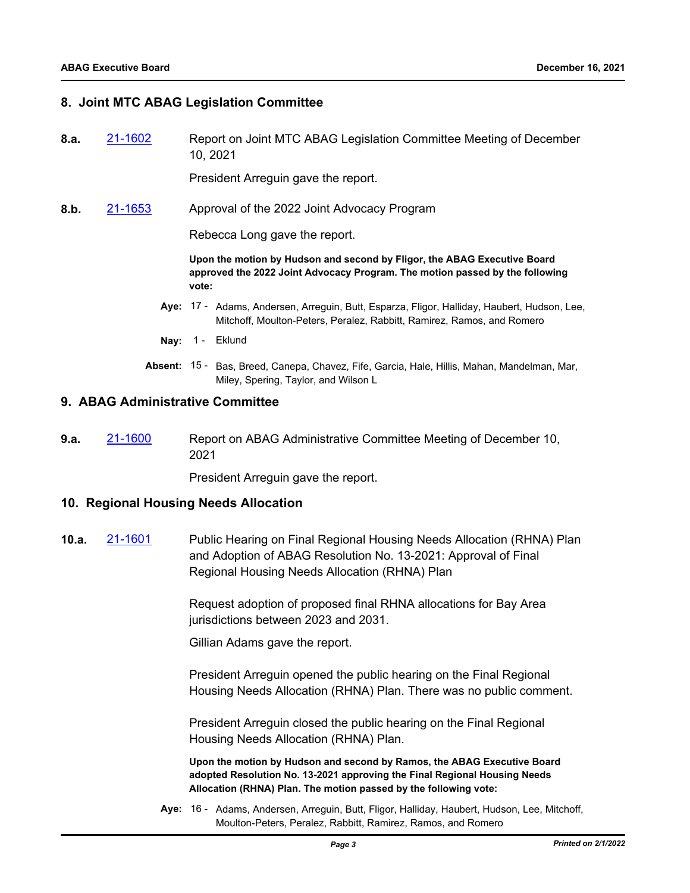## 8. Joint MTC ABAG Legislation Committee

**8.a.** [21-1602] Report on Joint MTC ABAG Legislation Committee Meeting of December 10, 2021

President Arreguin gave the report.

**8.b.** [21-1653] Approval of the 2022 Joint Advocacy Program

Rebecca Long gave the report.

**Upon the motion by Hudson and second by Fligor, the ABAG Executive Board approved the 2022 Joint Advocacy Program. The motion passed by the following vote:**

**Aye:** 17 - Adams, Andersen, Arreguin, Butt, Esparza, Fligor, Halliday, Haubert, Hudson, Lee, Mitchoff, Moulton-Peters, Peralez, Rabbitt, Ramirez, Ramos, and Romero

**Nay:** 1 - Eklund

**Absent:** 15 - Bas, Breed, Canepa, Chavez, Fife, Garcia, Hale, Hillis, Mahan, Mandelman, Mar, Miley, Spering, Taylor, and Wilson L

## 9. ABAG Administrative Committee

**9.a.** [21-1600] Report on ABAG Administrative Committee Meeting of December 10, 2021

President Arreguin gave the report.

## 10. Regional Housing Needs Allocation

**10.a.** [21-1601] Public Hearing on Final Regional Housing Needs Allocation (RHNA) Plan and Adoption of ABAG Resolution No. 13-2021: Approval of Final Regional Housing Needs Allocation (RHNA) Plan

Request adoption of proposed final RHNA allocations for Bay Area jurisdictions between 2023 and 2031.

Gillian Adams gave the report.

President Arreguin opened the public hearing on the Final Regional Housing Needs Allocation (RHNA) Plan. There was no public comment.

President Arreguin closed the public hearing on the Final Regional Housing Needs Allocation (RHNA) Plan.

**Upon the motion by Hudson and second by Ramos, the ABAG Executive Board adopted Resolution No. 13-2021 approving the Final Regional Housing Needs Allocation (RHNA) Plan. The motion passed by the following vote:**

**Aye:** 16 - Adams, Andersen, Arreguin, Butt, Fligor, Halliday, Haubert, Hudson, Lee, Mitchoff, Moulton-Peters, Peralez, Rabbitt, Ramirez, Ramos, and Romero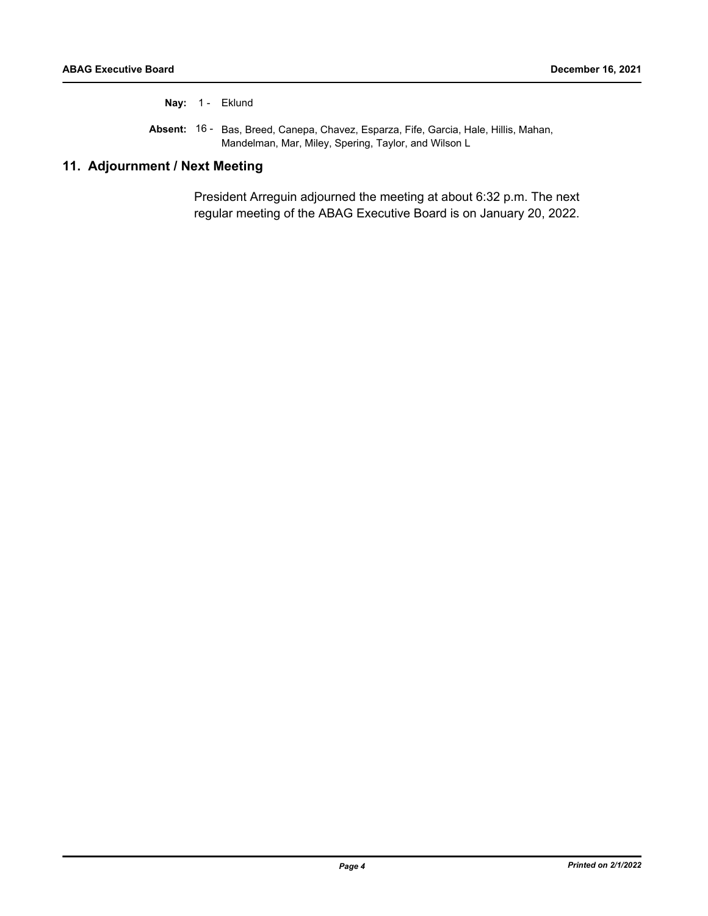**Nay:** 1 - Eklund

**Absent:** 16 - Bas, Breed, Canepa, Chavez, Esparza, Fife, Garcia, Hale, Hillis, Mahan, Mandelman, Mar, Miley, Spering, Taylor, and Wilson L

## 11. Adjournment / Next Meeting

President Arreguin adjourned the meeting at about 6:32 p.m. The next regular meeting of the ABAG Executive Board is on January 20, 2022.